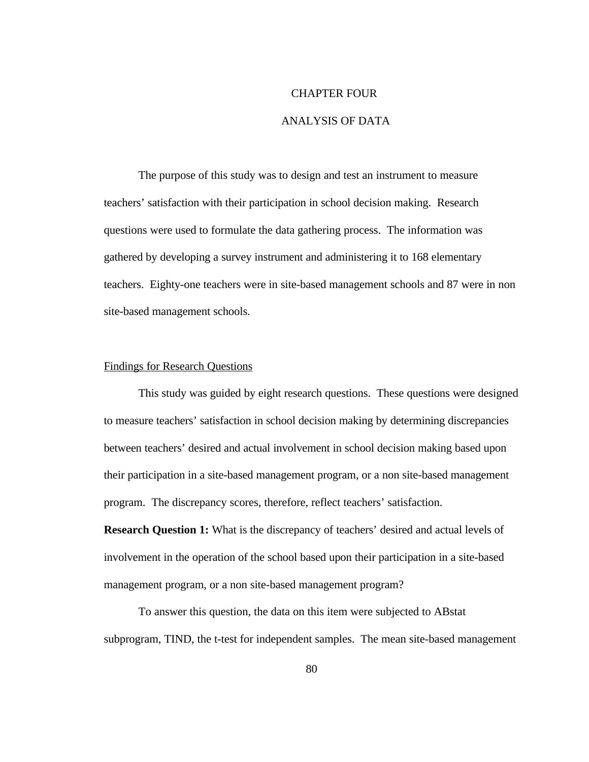# CHAPTER FOUR

# ANALYSIS OF DATA

The purpose of this study was to design and test an instrument to measure teachers' satisfaction with their participation in school decision making. Research questions were used to formulate the data gathering process. The information was gathered by developing a survey instrument and administering it to 168 elementary teachers. Eighty-one teachers were in site-based management schools and 87 were in non site-based management schools.

## Findings for Research Questions

This study was guided by eight research questions. These questions were designed to measure teachers' satisfaction in school decision making by determining discrepancies between teachers' desired and actual involvement in school decision making based upon their participation in a site-based management program, or a non site-based management program. The discrepancy scores, therefore, reflect teachers' satisfaction.

**Research Question 1:** What is the discrepancy of teachers' desired and actual levels of involvement in the operation of the school based upon their participation in a site-based management program, or a non site-based management program?

To answer this question, the data on this item were subjected to ABstat subprogram, TIND, the t-test for independent samples. The mean site-based management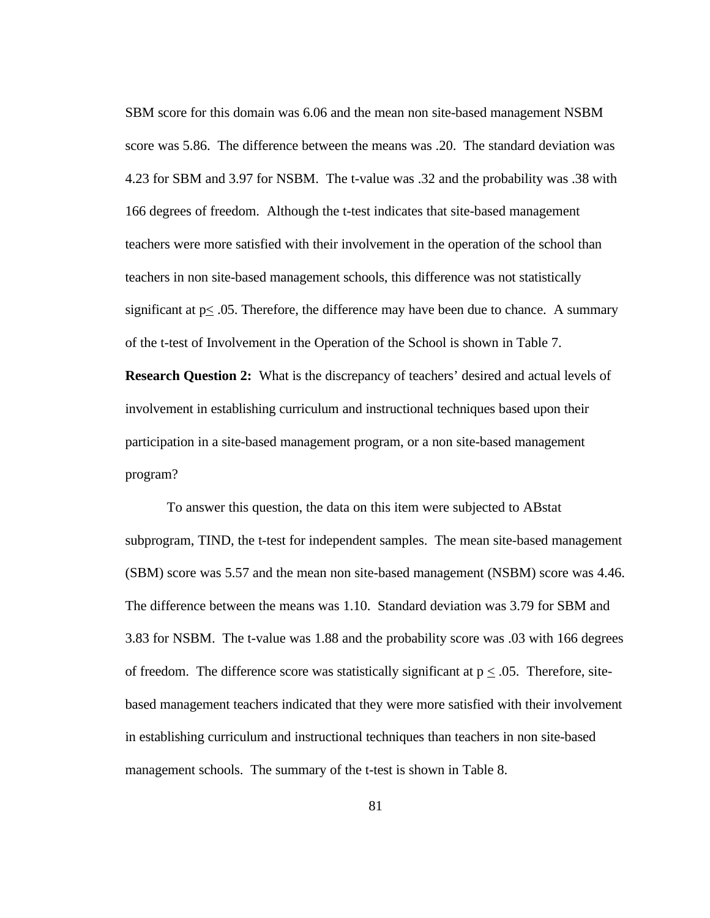SBM score for this domain was 6.06 and the mean non site-based management NSBM score was 5.86. The difference between the means was .20. The standard deviation was 4.23 for SBM and 3.97 for NSBM. The t-value was .32 and the probability was .38 with 166 degrees of freedom. Although the t-test indicates that site-based management teachers were more satisfied with their involvement in the operation of the school than teachers in non site-based management schools, this difference was not statistically significant at $p \leq .05$. Therefore, the difference may have been due to chance. A summary of the t-test of Involvement in the Operation of the School is shown in Table 7.

**Research Question 2:** What is the discrepancy of teachers' desired and actual levels of involvement in establishing curriculum and instructional techniques based upon their participation in a site-based management program, or a non site-based management program?

To answer this question, the data on this item were subjected to ABstat subprogram, TIND, the t-test for independent samples. The mean site-based management (SBM) score was 5.57 and the mean non site-based management (NSBM) score was 4.46. The difference between the means was 1.10. Standard deviation was 3.79 for SBM and 3.83 for NSBM. The t-value was 1.88 and the probability score was .03 with 166 degrees of freedom. The difference score was statistically significant at $p \leq .05$. Therefore, site-based management teachers indicated that they were more satisfied with their involvement in establishing curriculum and instructional techniques than teachers in non site-based management schools. The summary of the t-test is shown in Table 8.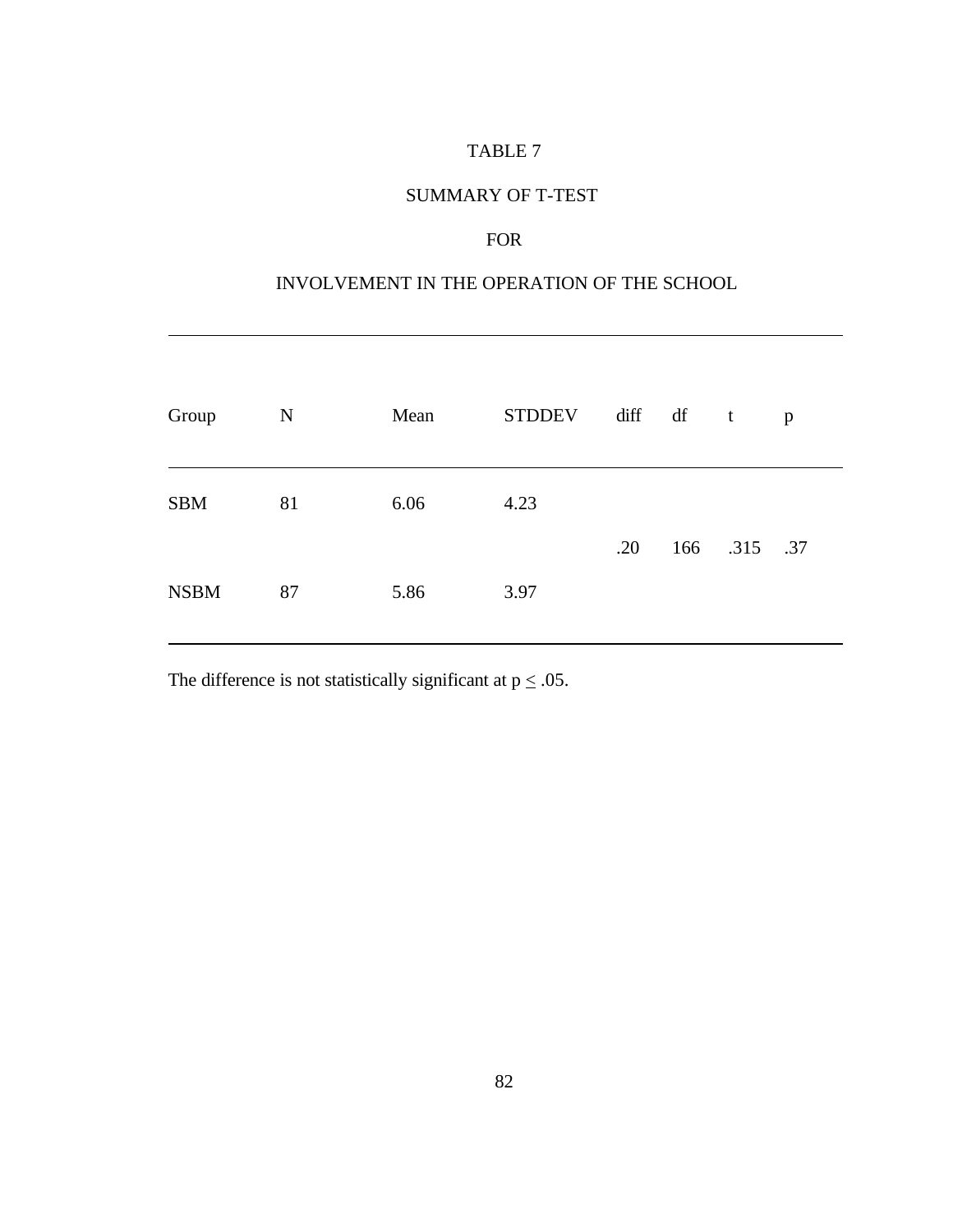TABLE 7

SUMMARY OF T-TEST

FOR

INVOLVEMENT IN THE OPERATION OF THE SCHOOL

| Group | N | Mean | STDDEV | diff | df | t | p |
|---|---|---|---|---|---|---|---|
| SBM | 81 | 6.06 | 4.23 | | | | |
| | | | | .20 | 166 | .315 | .37 |
| NSBM | 87 | 5.86 | 3.97 | | | | |

The difference is not statistically significant at $p \leq .05$.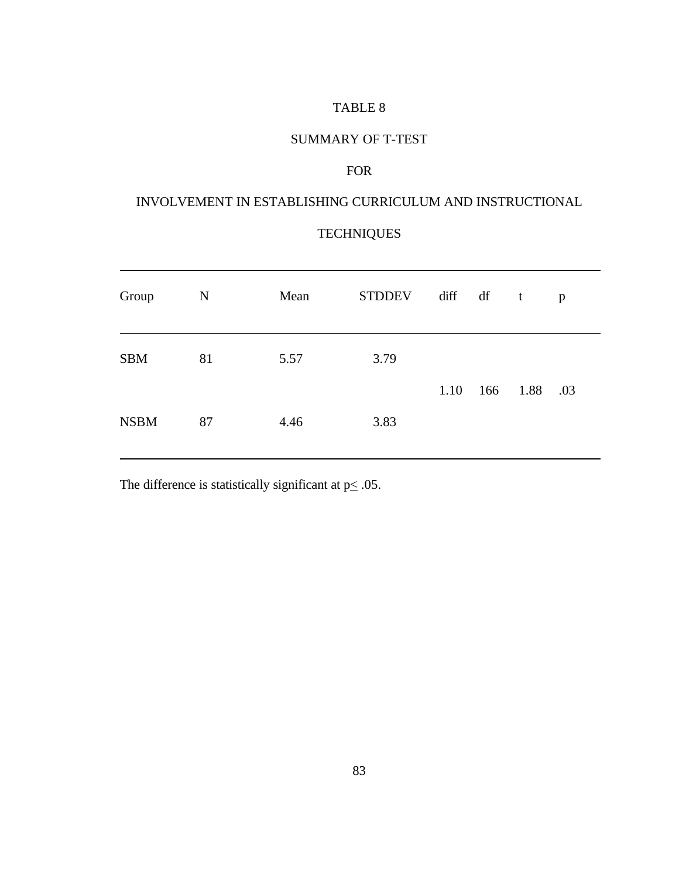TABLE 8

SUMMARY OF T-TEST

FOR

INVOLVEMENT IN ESTABLISHING CURRICULUM AND INSTRUCTIONAL TECHNIQUES

| Group | N | Mean | STDDEV | diff | df | t | p |
|---|---|---|---|---|---|---|---|
| SBM | 81 | 5.57 | 3.79 | | | | |
| | | | | 1.10 | 166 | 1.88 | .03 |
| NSBM | 87 | 4.46 | 3.83 | | | | |

The difference is statistically significant at $p \leq .05$.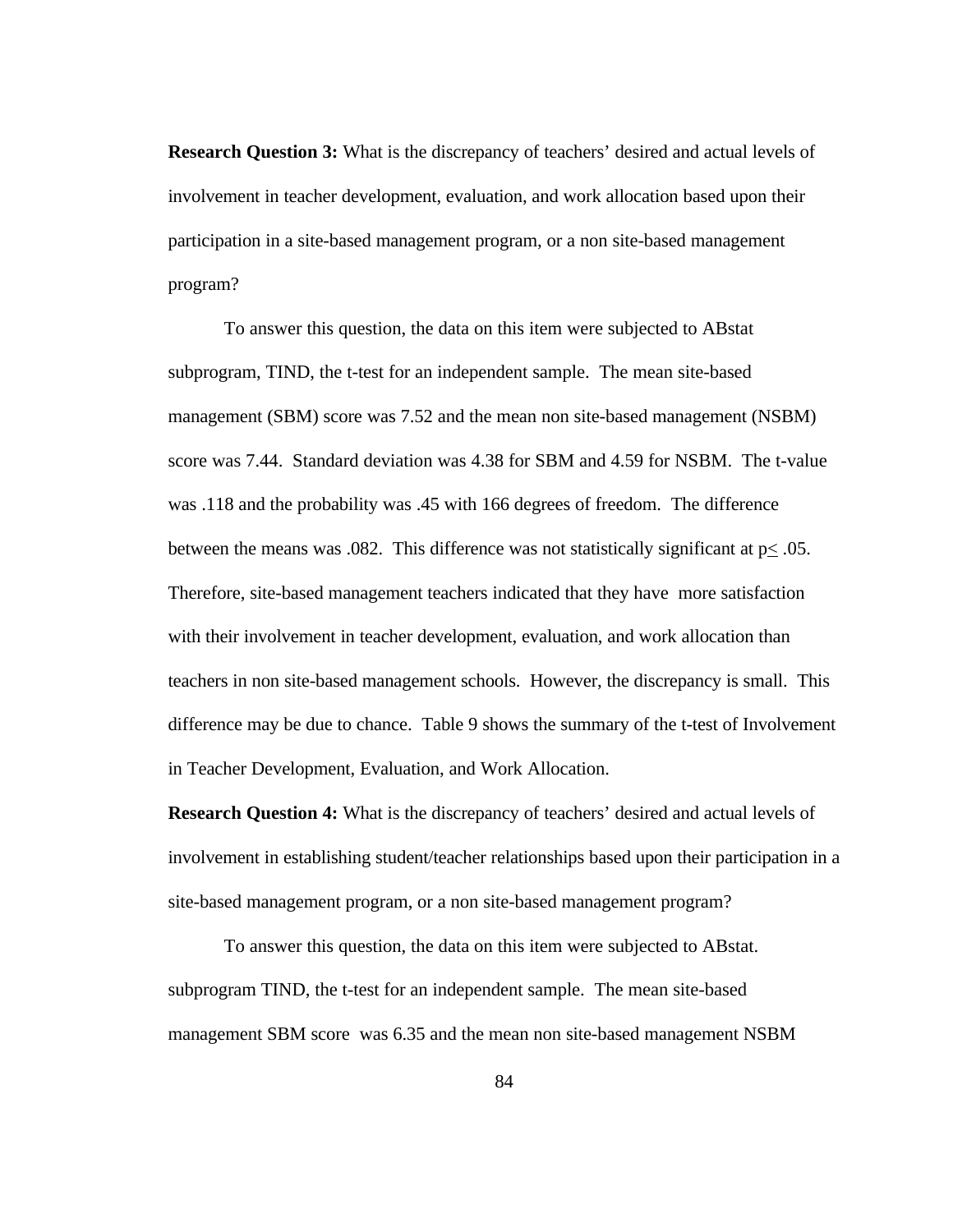**Research Question 3:** What is the discrepancy of teachers' desired and actual levels of involvement in teacher development, evaluation, and work allocation based upon their participation in a site-based management program, or a non site-based management program?

To answer this question, the data on this item were subjected to ABstat subprogram, TIND, the t-test for an independent sample. The mean site-based management (SBM) score was 7.52 and the mean non site-based management (NSBM) score was 7.44. Standard deviation was 4.38 for SBM and 4.59 for NSBM. The t-value was .118 and the probability was .45 with 166 degrees of freedom. The difference between the means was .082. This difference was not statistically significant at $p \leq .05$. Therefore, site-based management teachers indicated that they have more satisfaction with their involvement in teacher development, evaluation, and work allocation than teachers in non site-based management schools. However, the discrepancy is small. This difference may be due to chance. Table 9 shows the summary of the t-test of Involvement in Teacher Development, Evaluation, and Work Allocation.

**Research Question 4:** What is the discrepancy of teachers' desired and actual levels of involvement in establishing student/teacher relationships based upon their participation in a site-based management program, or a non site-based management program?

To answer this question, the data on this item were subjected to ABstat. subprogram TIND, the t-test for an independent sample. The mean site-based management SBM score was 6.35 and the mean non site-based management NSBM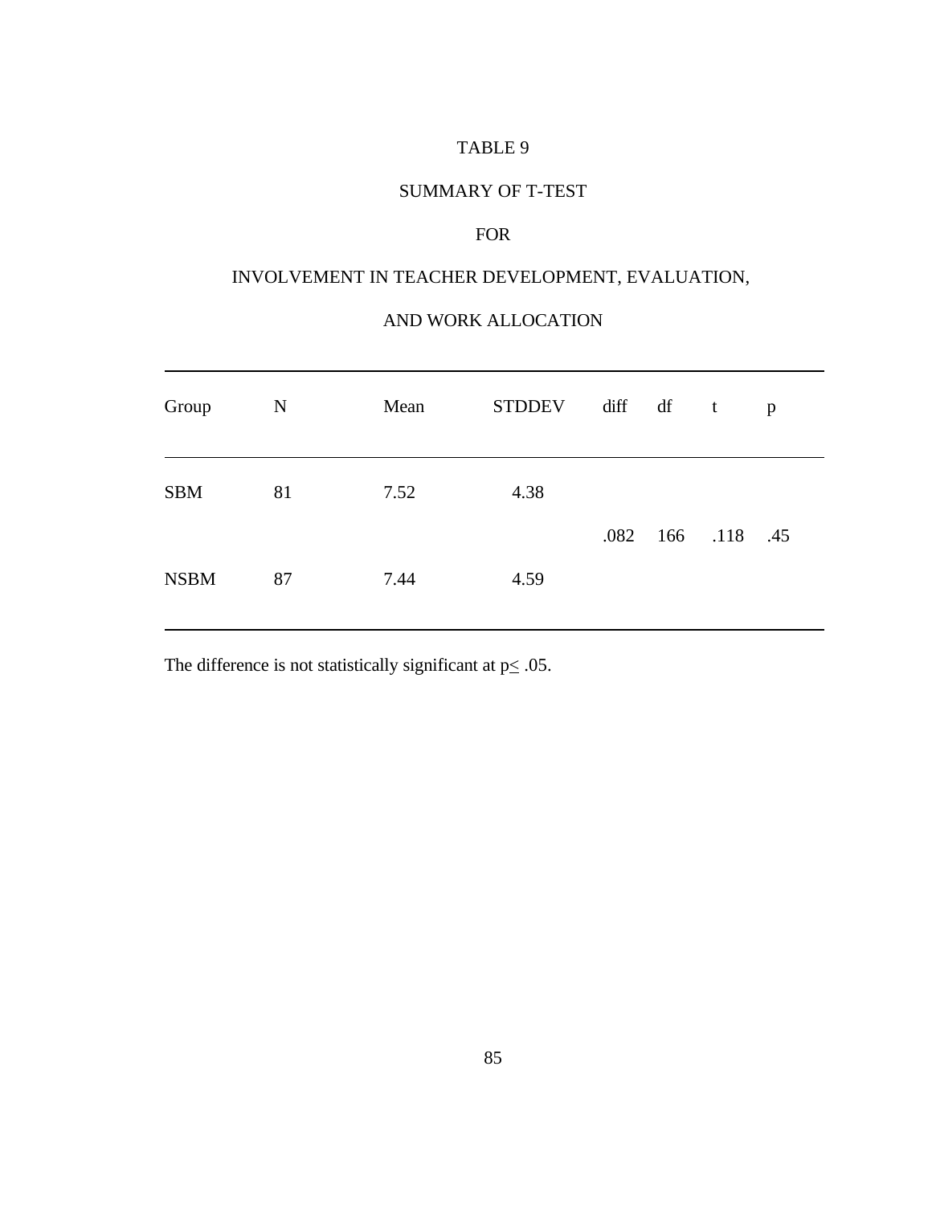TABLE 9

SUMMARY OF T-TEST

FOR

INVOLVEMENT IN TEACHER DEVELOPMENT, EVALUATION,

AND WORK ALLOCATION

| Group | N | Mean | STDDEV | diff | df | t | p |
|---|---|---|---|---|---|---|---|
| SBM | 81 | 7.52 | 4.38 | .082 | 166 | .118 | .45 |
| NSBM | 87 | 7.44 | 4.59 | | | | |

The difference is not statistically significant at $p \leq .05$.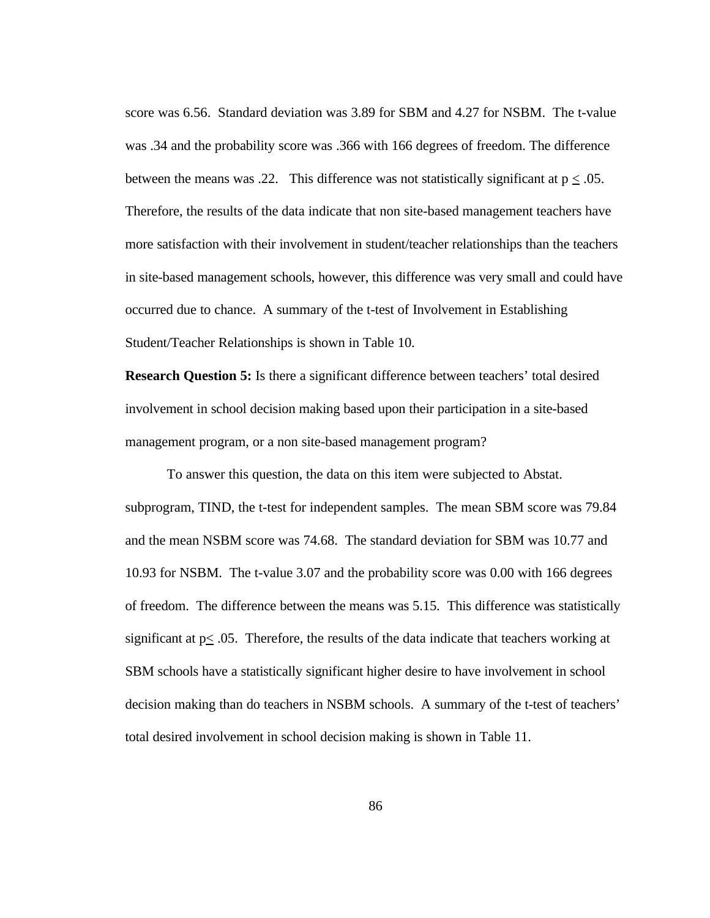score was 6.56. Standard deviation was 3.89 for SBM and 4.27 for NSBM. The t-value was .34 and the probability score was .366 with 166 degrees of freedom. The difference between the means was .22. This difference was not statistically significant at $p \leq .05$. Therefore, the results of the data indicate that non site-based management teachers have more satisfaction with their involvement in student/teacher relationships than the teachers in site-based management schools, however, this difference was very small and could have occurred due to chance. A summary of the t-test of Involvement in Establishing Student/Teacher Relationships is shown in Table 10.

**Research Question 5:** Is there a significant difference between teachers' total desired involvement in school decision making based upon their participation in a site-based management program, or a non site-based management program?

To answer this question, the data on this item were subjected to Abstat. subprogram, TIND, the t-test for independent samples. The mean SBM score was 79.84 and the mean NSBM score was 74.68. The standard deviation for SBM was 10.77 and 10.93 for NSBM. The t-value 3.07 and the probability score was 0.00 with 166 degrees of freedom. The difference between the means was 5.15. This difference was statistically significant at $p \leq .05$. Therefore, the results of the data indicate that teachers working at SBM schools have a statistically significant higher desire to have involvement in school decision making than do teachers in NSBM schools. A summary of the t-test of teachers' total desired involvement in school decision making is shown in Table 11.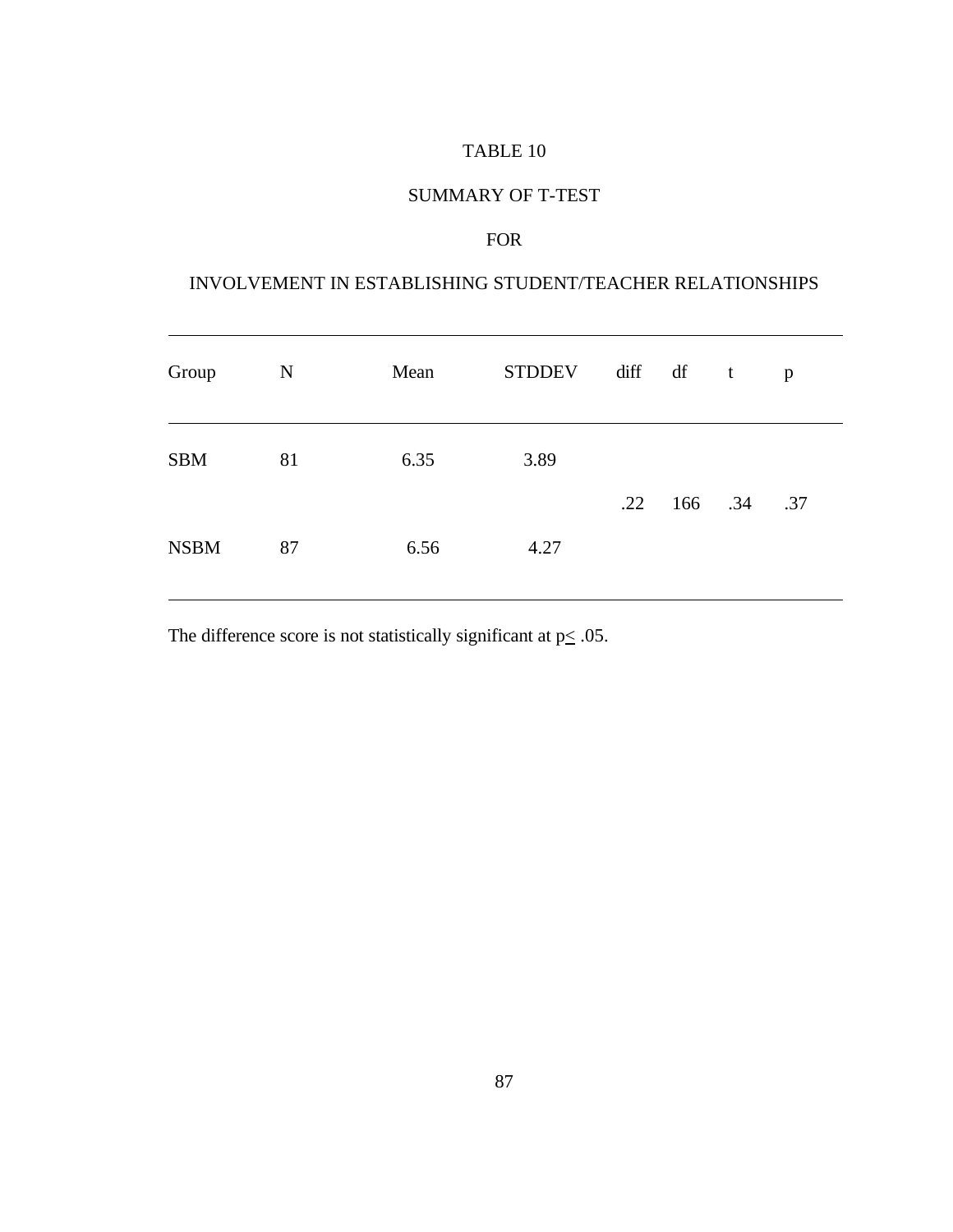TABLE 10

SUMMARY OF T-TEST

FOR

INVOLVEMENT IN ESTABLISHING STUDENT/TEACHER RELATIONSHIPS

| Group | N | Mean | STDDEV | diff | df | t | p |
|---|---|---|---|---|---|---|---|
| SBM | 81 | 6.35 | 3.89 | | | | |
| | | | | .22 | 166 | .34 | .37 |
| NSBM | 87 | 6.56 | 4.27 | | | | |

The difference score is not statistically significant at $p \leq .05$.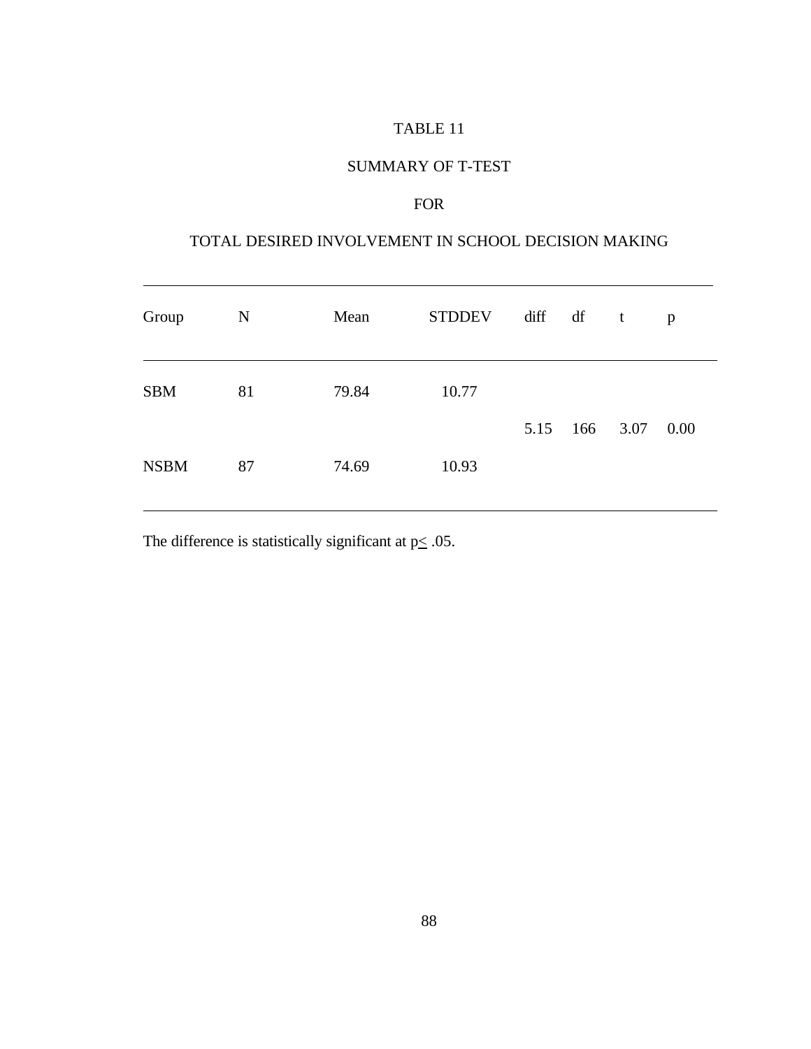TABLE 11

SUMMARY OF T-TEST

FOR

TOTAL DESIRED INVOLVEMENT IN SCHOOL DECISION MAKING

| Group | N | Mean | STDDEV | diff | df | t | p |
|---|---|---|---|---|---|---|---|
| SBM | 81 | 79.84 | 10.77 | | | | |
| | | | | 5.15 | 166 | 3.07 | 0.00 |
| NSBM | 87 | 74.69 | 10.93 | | | | |

The difference is statistically significant at $p \leq .05$.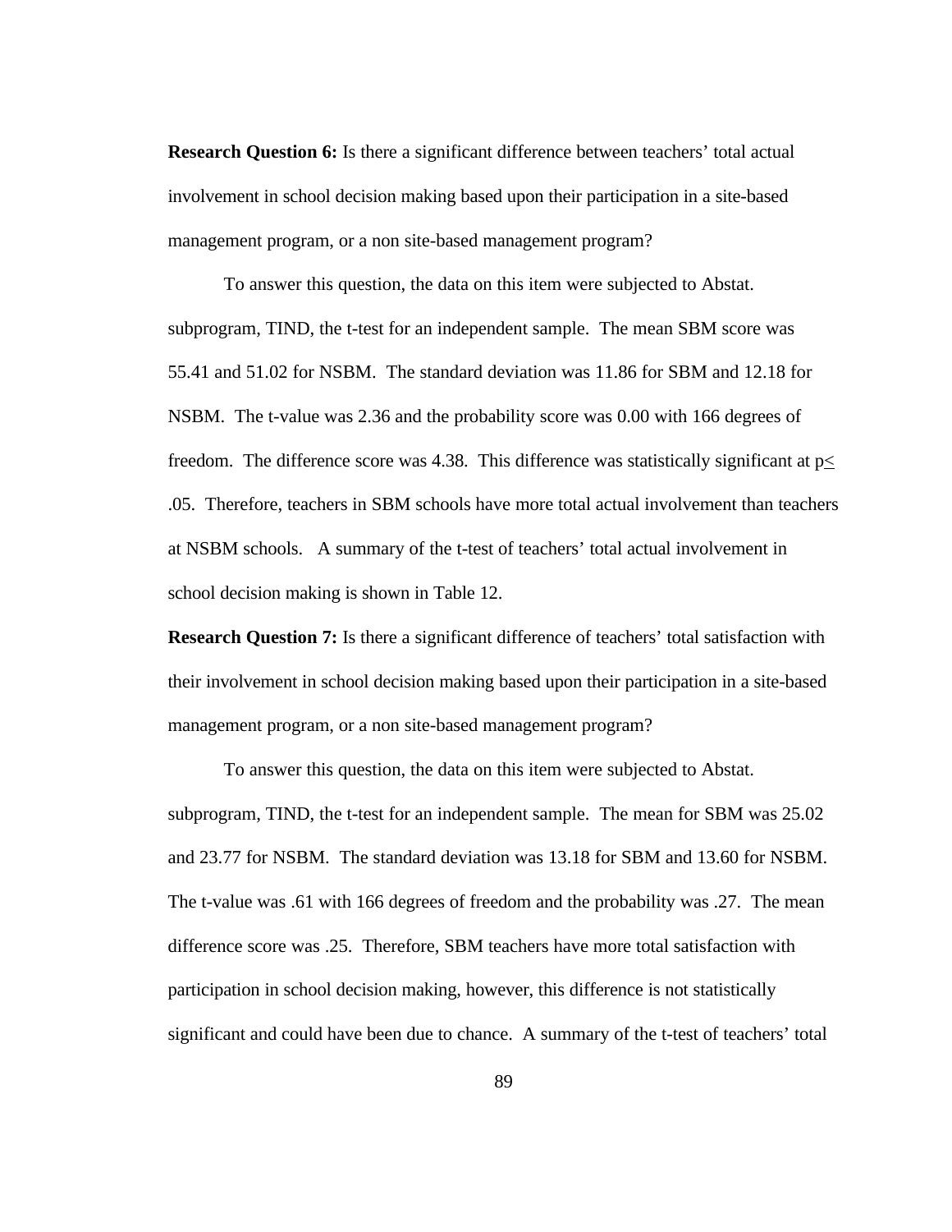**Research Question 6:** Is there a significant difference between teachers' total actual involvement in school decision making based upon their participation in a site-based management program, or a non site-based management program?

To answer this question, the data on this item were subjected to Abstat. subprogram, TIND, the t-test for an independent sample. The mean SBM score was 55.41 and 51.02 for NSBM. The standard deviation was 11.86 for SBM and 12.18 for NSBM. The t-value was 2.36 and the probability score was 0.00 with 166 degrees of freedom. The difference score was 4.38. This difference was statistically significant at $p \leq .05$. Therefore, teachers in SBM schools have more total actual involvement than teachers at NSBM schools. A summary of the t-test of teachers' total actual involvement in school decision making is shown in Table 12.

**Research Question 7:** Is there a significant difference of teachers' total satisfaction with their involvement in school decision making based upon their participation in a site-based management program, or a non site-based management program?

To answer this question, the data on this item were subjected to Abstat. subprogram, TIND, the t-test for an independent sample. The mean for SBM was 25.02 and 23.77 for NSBM. The standard deviation was 13.18 for SBM and 13.60 for NSBM. The t-value was .61 with 166 degrees of freedom and the probability was .27. The mean difference score was .25. Therefore, SBM teachers have more total satisfaction with participation in school decision making, however, this difference is not statistically significant and could have been due to chance. A summary of the t-test of teachers' total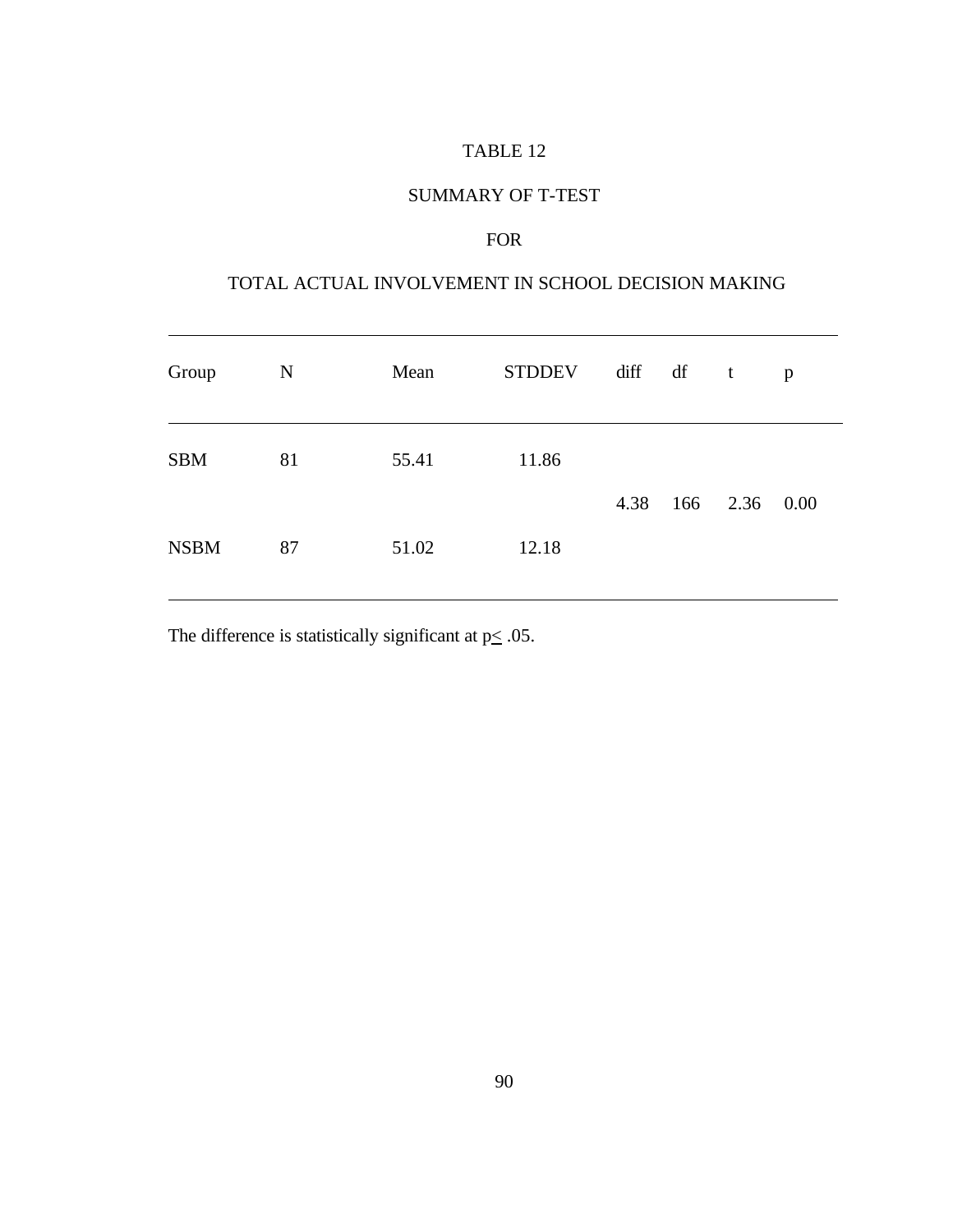TABLE 12

SUMMARY OF T-TEST

FOR

TOTAL ACTUAL INVOLVEMENT IN SCHOOL DECISION MAKING

| Group | N | Mean | STDDEV | diff | df | t | p |
|---|---|---|---|---|---|---|---|
| SBM | 81 | 55.41 | 11.86 | 4.38 | 166 | 2.36 | 0.00 |
| NSBM | 87 | 51.02 | 12.18 | | | | |

The difference is statistically significant at $p \leq .05$.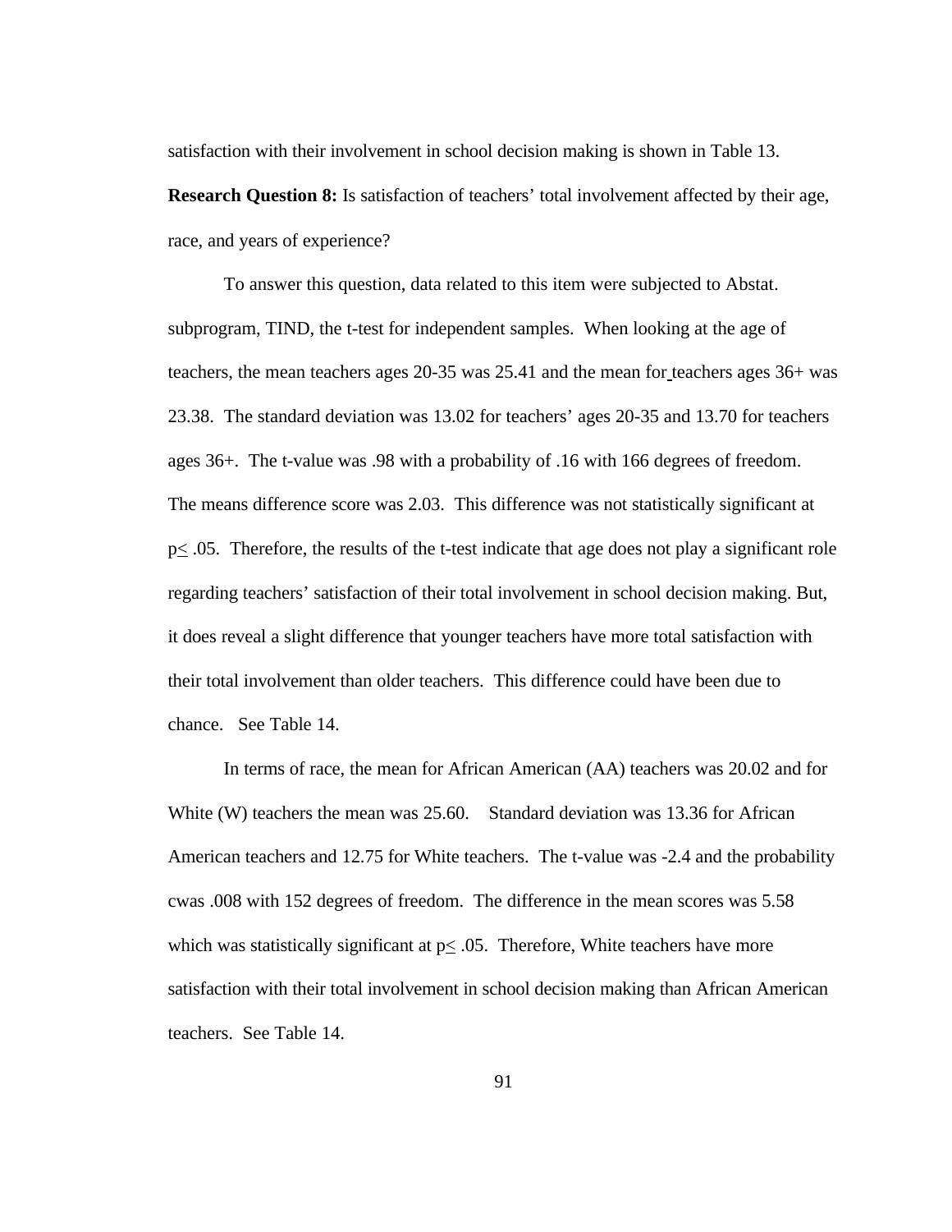satisfaction with their involvement in school decision making is shown in Table 13.

**Research Question 8:** Is satisfaction of teachers' total involvement affected by their age, race, and years of experience?

To answer this question, data related to this item were subjected to Abstat. subprogram, TIND, the t-test for independent samples. When looking at the age of teachers, the mean teachers ages 20-35 was 25.41 and the mean for teachers ages 36+ was 23.38. The standard deviation was 13.02 for teachers' ages 20-35 and 13.70 for teachers ages 36+. The t-value was .98 with a probability of .16 with 166 degrees of freedom. The means difference score was 2.03. This difference was not statistically significant at $p \leq .05$. Therefore, the results of the t-test indicate that age does not play a significant role regarding teachers' satisfaction of their total involvement in school decision making. But, it does reveal a slight difference that younger teachers have more total satisfaction with their total involvement than older teachers. This difference could have been due to chance. See Table 14.

In terms of race, the mean for African American (AA) teachers was 20.02 and for White (W) teachers the mean was 25.60. Standard deviation was 13.36 for African American teachers and 12.75 for White teachers. The t-value was -2.4 and the probability cwas .008 with 152 degrees of freedom. The difference in the mean scores was 5.58 which was statistically significant at $p \leq .05$. Therefore, White teachers have more satisfaction with their total involvement in school decision making than African American teachers. See Table 14.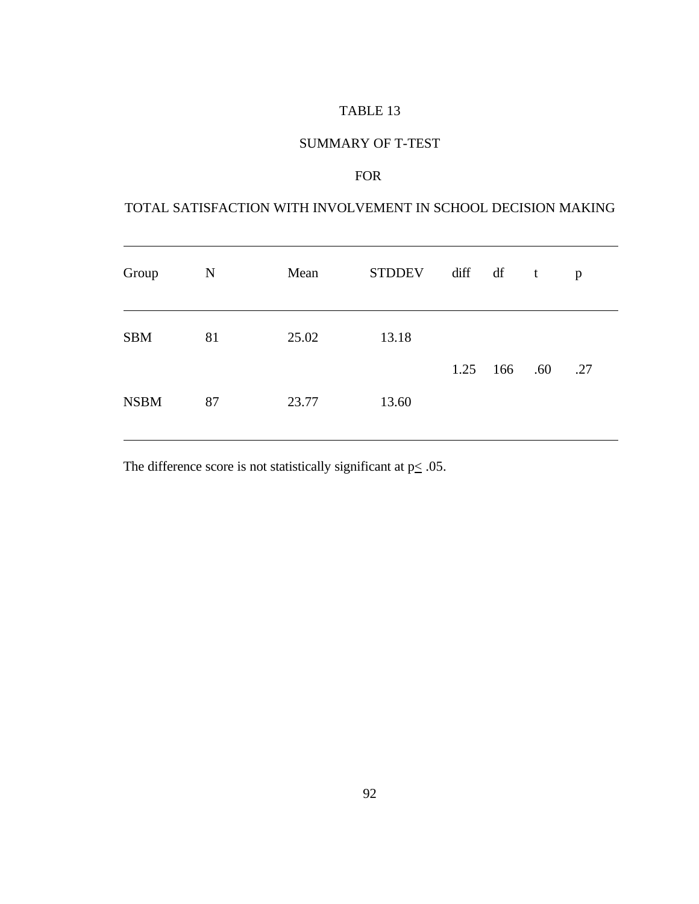TABLE 13

SUMMARY OF T-TEST

FOR

TOTAL SATISFACTION WITH INVOLVEMENT IN SCHOOL DECISION MAKING

| Group | N | Mean | STDDEV | diff | df | t | p |
|---|---|---|---|---|---|---|---|
| SBM | 81 | 25.02 | 13.18 | | | | |
| | | | | 1.25 | 166 | .60 | .27 |
| NSBM | 87 | 23.77 | 13.60 | | | | |

The difference score is not statistically significant at $p \leq .05$.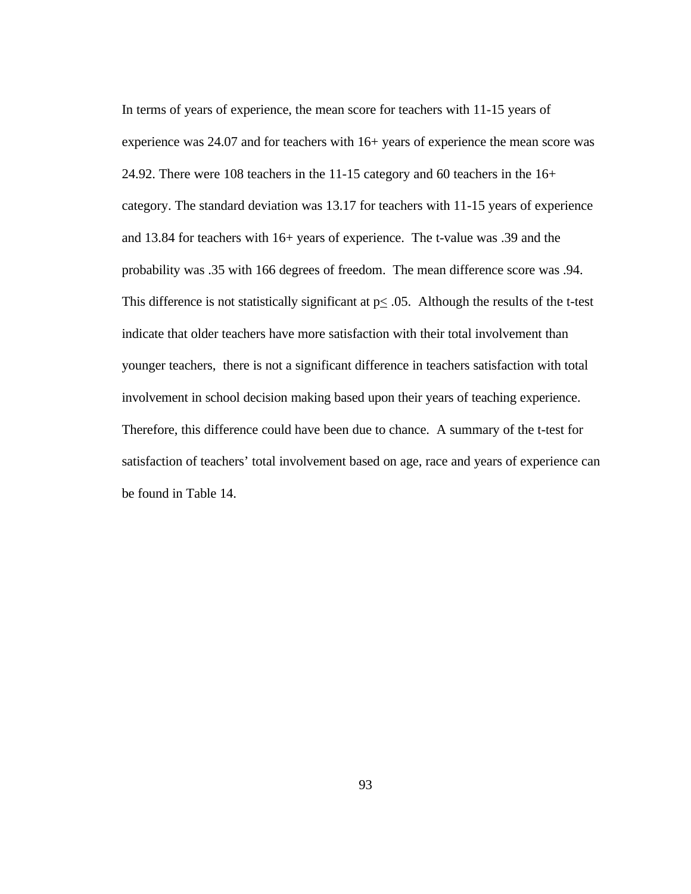In terms of years of experience, the mean score for teachers with 11-15 years of experience was 24.07 and for teachers with 16+ years of experience the mean score was 24.92. There were 108 teachers in the 11-15 category and 60 teachers in the 16+ category. The standard deviation was 13.17 for teachers with 11-15 years of experience and 13.84 for teachers with 16+ years of experience. The t-value was .39 and the probability was .35 with 166 degrees of freedom. The mean difference score was .94. This difference is not statistically significant at $p \leq .05$. Although the results of the t-test indicate that older teachers have more satisfaction with their total involvement than younger teachers, there is not a significant difference in teachers satisfaction with total involvement in school decision making based upon their years of teaching experience. Therefore, this difference could have been due to chance. A summary of the t-test for satisfaction of teachers' total involvement based on age, race and years of experience can be found in Table 14.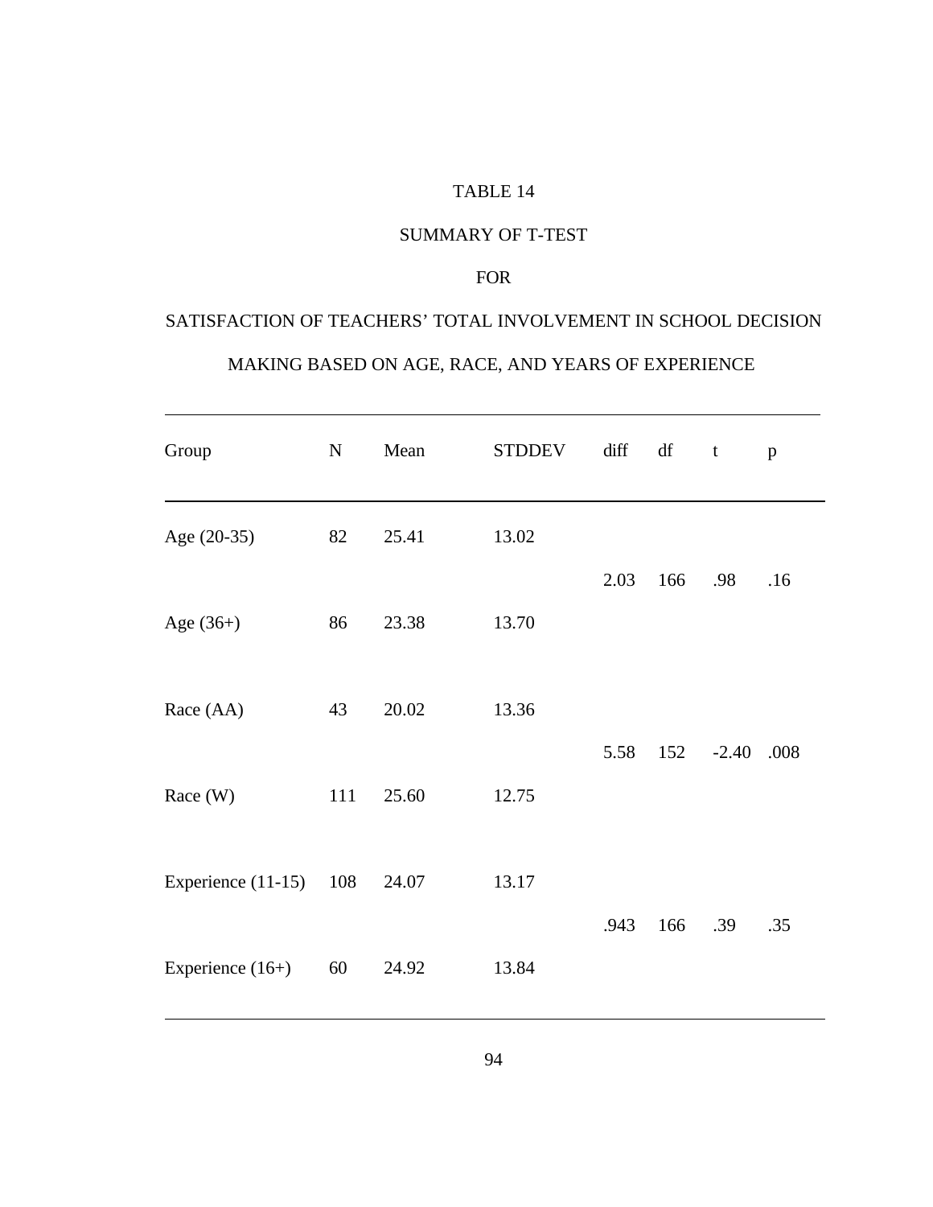TABLE 14

SUMMARY OF T-TEST

FOR

SATISFACTION OF TEACHERS' TOTAL INVOLVEMENT IN SCHOOL DECISION MAKING BASED ON AGE, RACE, AND YEARS OF EXPERIENCE

| Group | N | Mean | STDDEV | diff | df | t | p |
|---|---|---|---|---|---|---|---|
| Age (20-35) | 82 | 25.41 | 13.02 | | | | |
| | | | | 2.03 | 166 | .98 | .16 |
| Age (36+) | 86 | 23.38 | 13.70 | | | | |
| Race (AA) | 43 | 20.02 | 13.36 | | | | |
| | | | | 5.58 | 152 | -2.40 | .008 |
| Race (W) | 111 | 25.60 | 12.75 | | | | |
| Experience (11-15) | 108 | 24.07 | 13.17 | | | | |
| | | | | .943 | 166 | .39 | .35 |
| Experience (16+) | 60 | 24.92 | 13.84 | | | | |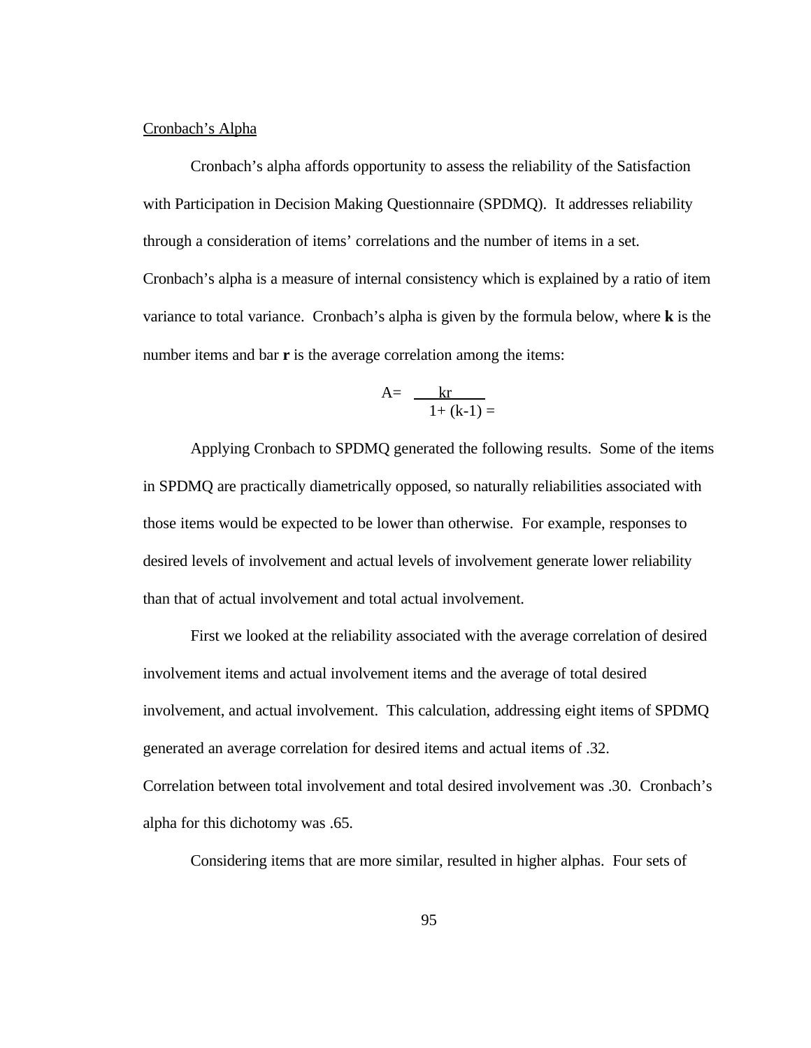Cronbach's Alpha

Cronbach's alpha affords opportunity to assess the reliability of the Satisfaction with Participation in Decision Making Questionnaire (SPDMQ). It addresses reliability through a consideration of items' correlations and the number of items in a set. Cronbach's alpha is a measure of internal consistency which is explained by a ratio of item variance to total variance. Cronbach's alpha is given by the formula below, where **k** is the number items and bar **r** is the average correlation among the items:

$$A = \frac{kr}{1 + (k-1) =}$$

Applying Cronbach to SPDMQ generated the following results. Some of the items in SPDMQ are practically diametrically opposed, so naturally reliabilities associated with those items would be expected to be lower than otherwise. For example, responses to desired levels of involvement and actual levels of involvement generate lower reliability than that of actual involvement and total actual involvement.

First we looked at the reliability associated with the average correlation of desired involvement items and actual involvement items and the average of total desired involvement, and actual involvement. This calculation, addressing eight items of SPDMQ generated an average correlation for desired items and actual items of .32. Correlation between total involvement and total desired involvement was .30. Cronbach's alpha for this dichotomy was .65.

Considering items that are more similar, resulted in higher alphas. Four sets of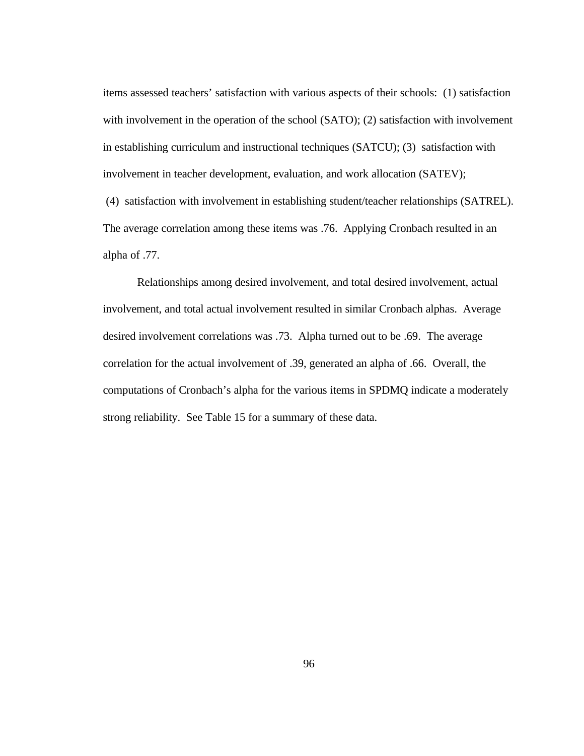items assessed teachers' satisfaction with various aspects of their schools: (1) satisfaction with involvement in the operation of the school (SATO); (2) satisfaction with involvement in establishing curriculum and instructional techniques (SATCU); (3) satisfaction with involvement in teacher development, evaluation, and work allocation (SATEV); (4) satisfaction with involvement in establishing student/teacher relationships (SATREL). The average correlation among these items was .76. Applying Cronbach resulted in an alpha of .77.

Relationships among desired involvement, and total desired involvement, actual involvement, and total actual involvement resulted in similar Cronbach alphas. Average desired involvement correlations was .73. Alpha turned out to be .69. The average correlation for the actual involvement of .39, generated an alpha of .66. Overall, the computations of Cronbach's alpha for the various items in SPDMQ indicate a moderately strong reliability. See Table 15 for a summary of these data.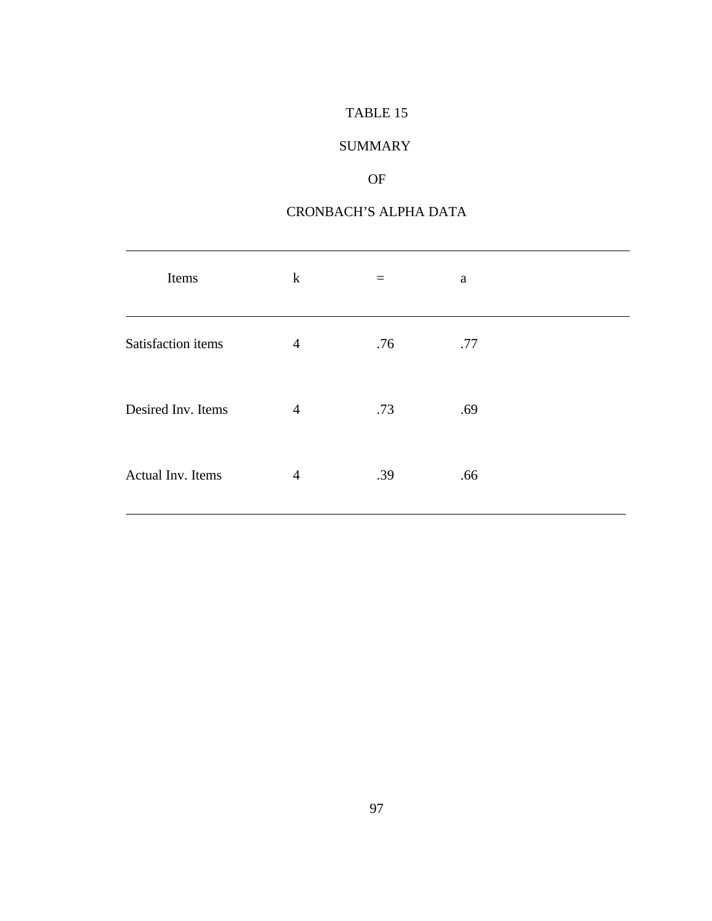TABLE 15

SUMMARY

OF

CRONBACH'S ALPHA DATA

| Items | k | = | a |
|---|---|---|---|
| Satisfaction items | 4 | .76 | .77 |
| Desired Inv. Items | 4 | .73 | .69 |
| Actual Inv. Items | 4 | .39 | .66 |